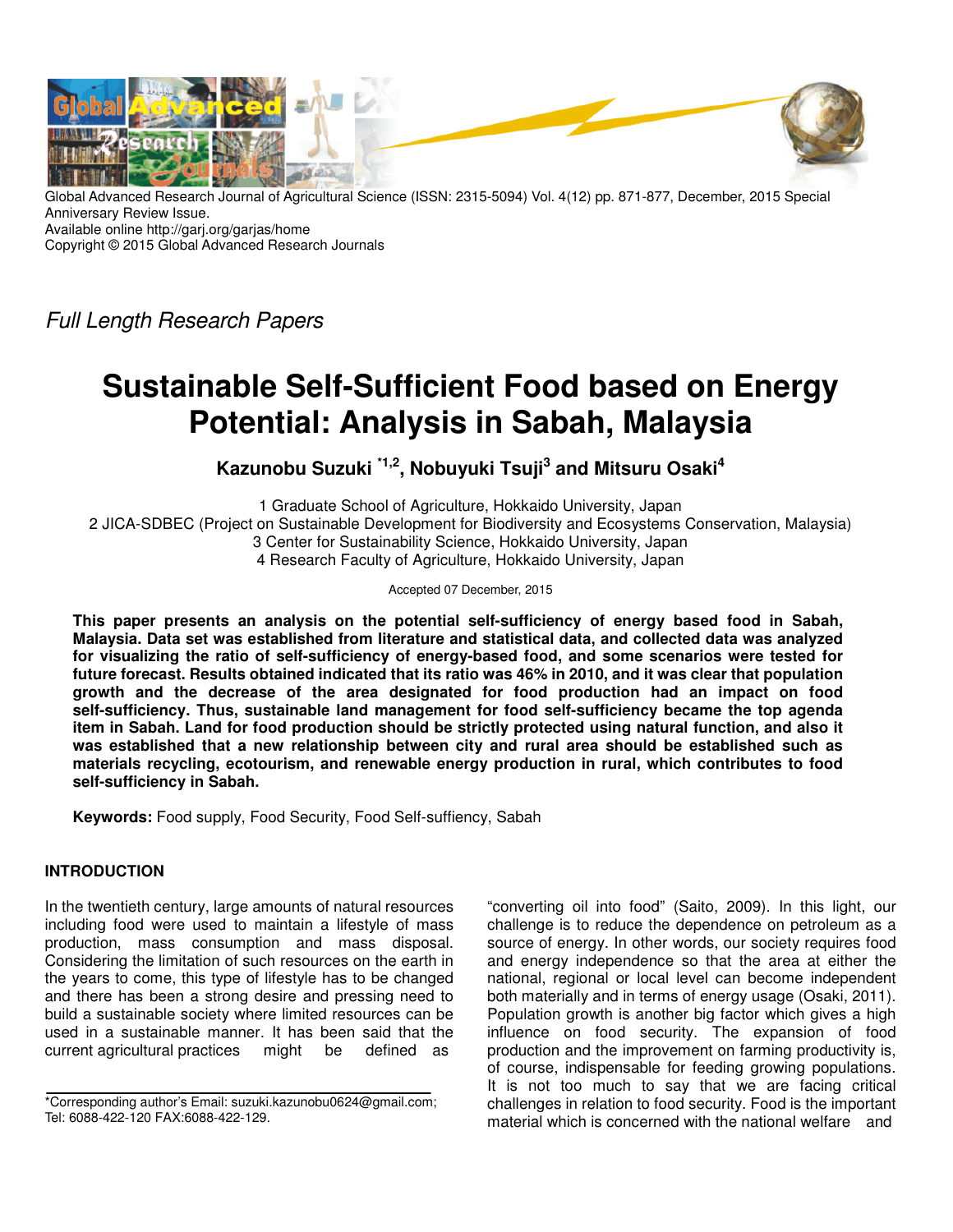Global Advanced Research Journal of Agricultural Science (ISSN: 2315-5094) Vol. 4(12) pp. 871-877, December, 2015 Special Anniversary Review Issue.
Available online http://garj.org/garjas/home
Copyright © 2015 Global Advanced Research Journals

*Full Length Research Papers*

# Sustainable Self-Sufficient Food based on Energy Potential: Analysis in Sabah, Malaysia

**Kazunobu Suzuki [*1,2], Nobuyuki Tsuji[3] and Mitsuru Osaki[4]**

1 Graduate School of Agriculture, Hokkaido University, Japan
2 JICA-SDBEC (Project on Sustainable Development for Biodiversity and Ecosystems Conservation, Malaysia)
3 Center for Sustainability Science, Hokkaido University, Japan
4 Research Faculty of Agriculture, Hokkaido University, Japan

Accepted 07 December, 2015

**This paper presents an analysis on the potential self-sufficiency of energy based food in Sabah, Malaysia. Data set was established from literature and statistical data, and collected data was analyzed for visualizing the ratio of self-sufficiency of energy-based food, and some scenarios were tested for future forecast. Results obtained indicated that its ratio was 46% in 2010, and it was clear that population growth and the decrease of the area designated for food production had an impact on food self-sufficiency. Thus, sustainable land management for food self-sufficiency became the top agenda item in Sabah. Land for food production should be strictly protected using natural function, and also it was established that a new relationship between city and rural area should be established such as materials recycling, ecotourism, and renewable energy production in rural, which contributes to food self-sufficiency in Sabah.**

**Keywords:** Food supply, Food Security, Food Self-suffiency, Sabah

## INTRODUCTION

In the twentieth century, large amounts of natural resources including food were used to maintain a lifestyle of mass production, mass consumption and mass disposal. Considering the limitation of such resources on the earth in the years to come, this type of lifestyle has to be changed and there has been a strong desire and pressing need to build a sustainable society where limited resources can be used in a sustainable manner. It has been said that the current agricultural practices might be defined as "converting oil into food" (Saito, 2009). In this light, our challenge is to reduce the dependence on petroleum as a source of energy. In other words, our society requires food and energy independence so that the area at either the national, regional or local level can become independent both materially and in terms of energy usage (Osaki, 2011). Population growth is another big factor which gives a high influence on food security. The expansion of food production and the improvement on farming productivity is, of course, indispensable for feeding growing populations. It is not too much to say that we are facing critical challenges in relation to food security. Food is the important material which is concerned with the national welfare and

*Corresponding author's Email: suzuki.kazunobu0624@gmail.com; Tel: 6088-422-120 FAX:6088-422-129.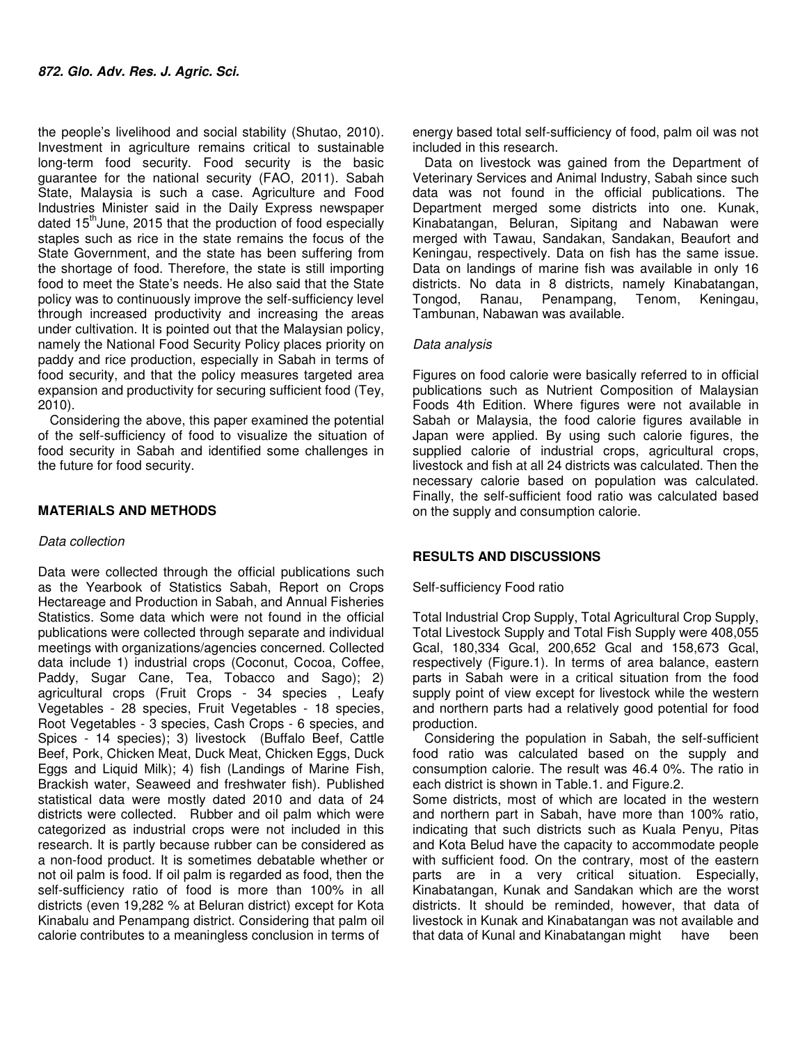the people's livelihood and social stability (Shutao, 2010). Investment in agriculture remains critical to sustainable long-term food security. Food security is the basic guarantee for the national security (FAO, 2011). Sabah State, Malaysia is such a case. Agriculture and Food Industries Minister said in the Daily Express newspaper dated 15th June, 2015 that the production of food especially staples such as rice in the state remains the focus of the State Government, and the state has been suffering from the shortage of food. Therefore, the state is still importing food to meet the State's needs. He also said that the State policy was to continuously improve the self-sufficiency level through increased productivity and increasing the areas under cultivation. It is pointed out that the Malaysian policy, namely the National Food Security Policy places priority on paddy and rice production, especially in Sabah in terms of food security, and that the policy measures targeted area expansion and productivity for securing sufficient food (Tey, 2010).

Considering the above, this paper examined the potential of the self-sufficiency of food to visualize the situation of food security in Sabah and identified some challenges in the future for food security.

## MATERIALS AND METHODS

### *Data collection*

Data were collected through the official publications such as the Yearbook of Statistics Sabah, Report on Crops Hectareage and Production in Sabah, and Annual Fisheries Statistics. Some data which were not found in the official publications were collected through separate and individual meetings with organizations/agencies concerned. Collected data include 1) industrial crops (Coconut, Cocoa, Coffee, Paddy, Sugar Cane, Tea, Tobacco and Sago); 2) agricultural crops (Fruit Crops - 34 species , Leafy Vegetables - 28 species, Fruit Vegetables - 18 species, Root Vegetables - 3 species, Cash Crops - 6 species, and Spices - 14 species); 3) livestock (Buffalo Beef, Cattle Beef, Pork, Chicken Meat, Duck Meat, Chicken Eggs, Duck Eggs and Liquid Milk); 4) fish (Landings of Marine Fish, Brackish water, Seaweed and freshwater fish). Published statistical data were mostly dated 2010 and data of 24 districts were collected. Rubber and oil palm which were categorized as industrial crops were not included in this research. It is partly because rubber can be considered as a non-food product. It is sometimes debatable whether or not oil palm is food. If oil palm is regarded as food, then the self-sufficiency ratio of food is more than 100% in all districts (even 19,282 % at Beluran district) except for Kota Kinabalu and Penampang district. Considering that palm oil calorie contributes to a meaningless conclusion in terms of energy based total self-sufficiency of food, palm oil was not included in this research.

Data on livestock was gained from the Department of Veterinary Services and Animal Industry, Sabah since such data was not found in the official publications. The Department merged some districts into one. Kunak, Kinabatangan, Beluran, Sipitang and Nabawan were merged with Tawau, Sandakan, Sandakan, Beaufort and Keningau, respectively. Data on fish has the same issue. Data on landings of marine fish was available in only 16 districts. No data in 8 districts, namely Kinabatangan, Tongod, Ranau, Penampang, Tenom, Keningau, Tambunan, Nabawan was available.

### *Data analysis*

Figures on food calorie were basically referred to in official publications such as Nutrient Composition of Malaysian Foods 4th Edition. Where figures were not available in Sabah or Malaysia, the food calorie figures available in Japan were applied. By using such calorie figures, the supplied calorie of industrial crops, agricultural crops, livestock and fish at all 24 districts was calculated. Then the necessary calorie based on population was calculated. Finally, the self-sufficient food ratio was calculated based on the supply and consumption calorie.

## RESULTS AND DISCUSSIONS

### Self-sufficiency Food ratio

Total Industrial Crop Supply, Total Agricultural Crop Supply, Total Livestock Supply and Total Fish Supply were 408,055 Gcal, 180,334 Gcal, 200,652 Gcal and 158,673 Gcal, respectively (Figure.1). In terms of area balance, eastern parts in Sabah were in a critical situation from the food supply point of view except for livestock while the western and northern parts had a relatively good potential for food production.

Considering the population in Sabah, the self-sufficient food ratio was calculated based on the supply and consumption calorie. The result was 46.4 0%. The ratio in each district is shown in Table.1. and Figure.2.

Some districts, most of which are located in the western and northern part in Sabah, have more than 100% ratio, indicating that such districts such as Kuala Penyu, Pitas and Kota Belud have the capacity to accommodate people with sufficient food. On the contrary, most of the eastern parts are in a very critical situation. Especially, Kinabatangan, Kunak and Sandakan which are the worst districts. It should be reminded, however, that data of livestock in Kunak and Kinabatangan was not available and that data of Kunal and Kinabatangan might have been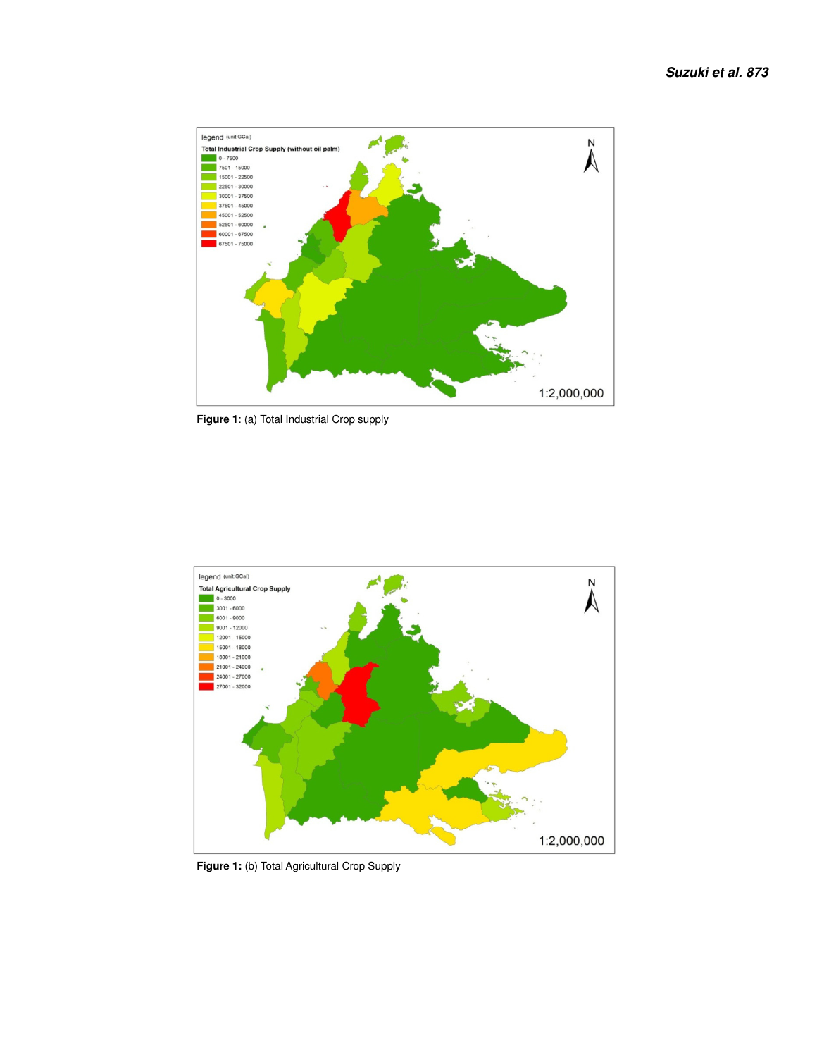Figure 1: (a) Total Industrial Crop supply

Figure 1: (b) Total Agricultural Crop Supply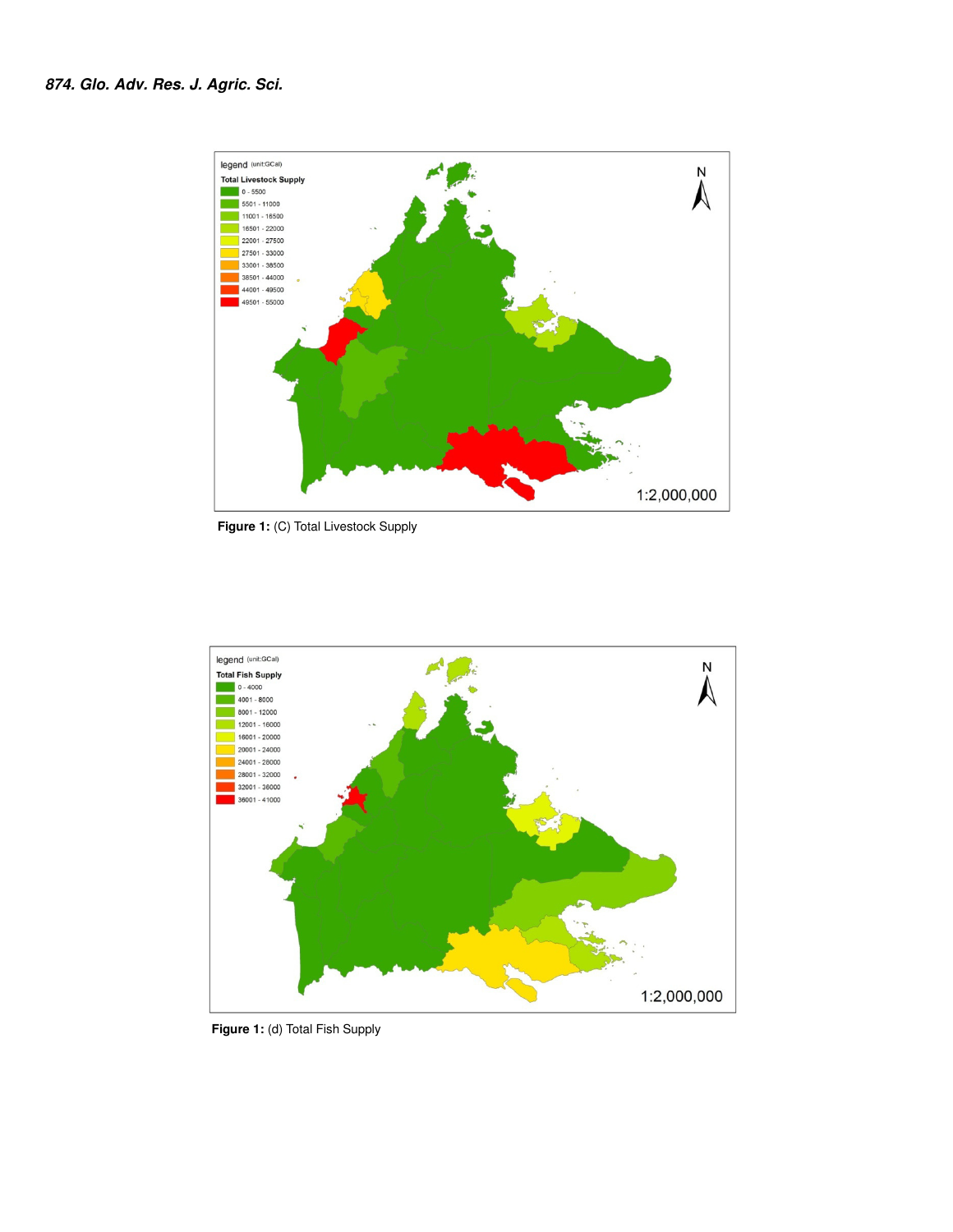Figure 1: (C) Total Livestock Supply

Figure 1: (d) Total Fish Supply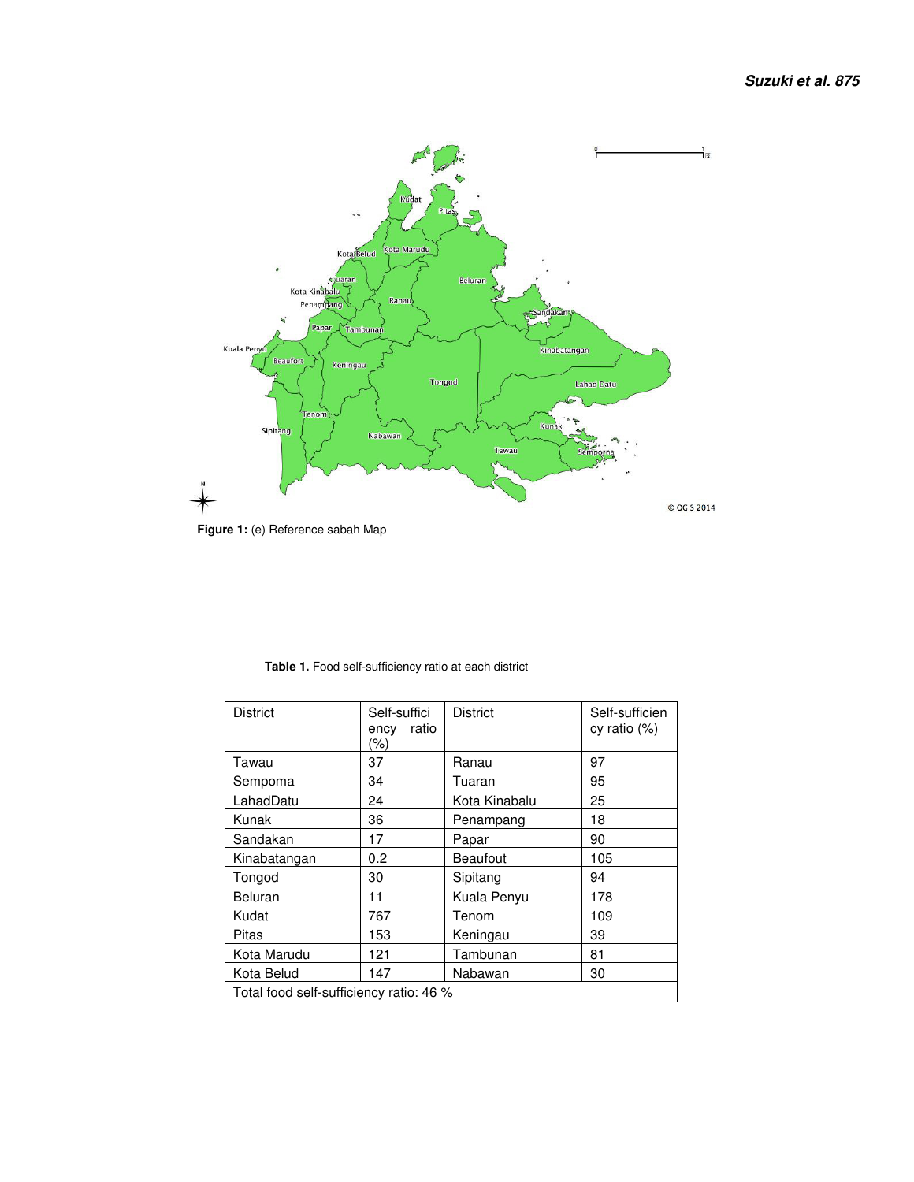**Figure 1:** (e) Reference sabah Map

**Table 1.** Food self-sufficiency ratio at each district

| District | Self-sufficiency ratio (%) | District | Self-sufficiency ratio (%) |
|---|---|---|---|
| Tawau | 37 | Ranau | 97 |
| Sempoma | 34 | Tuaran | 95 |
| LahadDatu | 24 | Kota Kinabalu | 25 |
| Kunak | 36 | Penampang | 18 |
| Sandakan | 17 | Papar | 90 |
| Kinabatangan | 0.2 | Beaufout | 105 |
| Tongod | 30 | Sipitang | 94 |
| Beluran | 11 | Kuala Penyu | 178 |
| Kudat | 767 | Tenom | 109 |
| Pitas | 153 | Keningau | 39 |
| Kota Marudu | 121 | Tambunan | 81 |
| Kota Belud | 147 | Nabawan | 30 |
| Total food self-sufficiency ratio: 46 % | | | |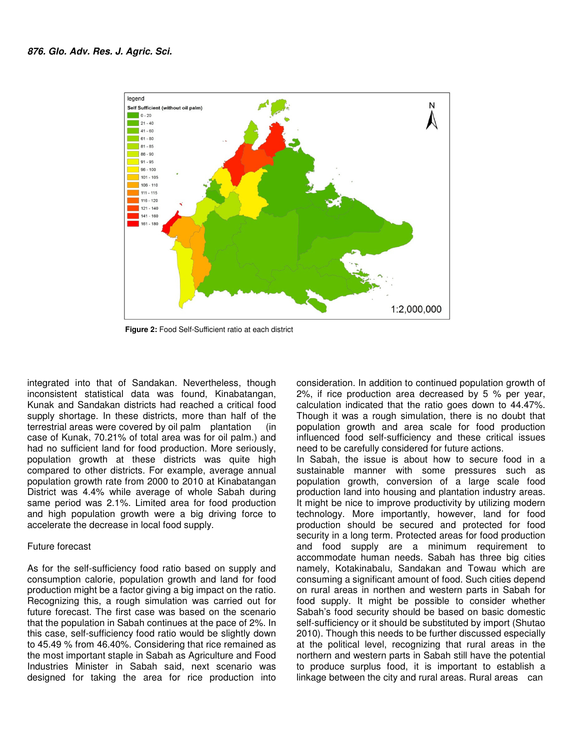**Figure 2:** Food Self-Sufficient ratio at each district

integrated into that of Sandakan. Nevertheless, though inconsistent statistical data was found, Kinabatangan, Kunak and Sandakan districts had reached a critical food supply shortage. In these districts, more than half of the terrestrial areas were covered by oil palm plantation (in case of Kunak, 70.21% of total area was for oil palm.) and had no sufficient land for food production. More seriously, population growth at these districts was quite high compared to other districts. For example, average annual population growth rate from 2000 to 2010 at Kinabatangan District was 4.4% while average of whole Sabah during same period was 2.1%. Limited area for food production and high population growth were a big driving force to accelerate the decrease in local food supply.

Future forecast

As for the self-sufficiency food ratio based on supply and consumption calorie, population growth and land for food production might be a factor giving a big impact on the ratio. Recognizing this, a rough simulation was carried out for future forecast. The first case was based on the scenario that the population in Sabah continues at the pace of 2%. In this case, self-sufficiency food ratio would be slightly down to 45.49 % from 46.40%. Considering that rice remained as the most important staple in Sabah as Agriculture and Food Industries Minister in Sabah said, next scenario was designed for taking the area for rice production into consideration. In addition to continued population growth of 2%, if rice production area decreased by 5 % per year, calculation indicated that the ratio goes down to 44.47%. Though it was a rough simulation, there is no doubt that population growth and area scale for food production influenced food self-sufficiency and these critical issues need to be carefully considered for future actions.

In Sabah, the issue is about how to secure food in a sustainable manner with some pressures such as population growth, conversion of a large scale food production land into housing and plantation industry areas. It might be nice to improve productivity by utilizing modern technology. More importantly, however, land for food production should be secured and protected for food security in a long term. Protected areas for food production and food supply are a minimum requirement to accommodate human needs. Sabah has three big cities namely, Kotakinabalu, Sandakan and Towau which are consuming a significant amount of food. Such cities depend on rural areas in northen and western parts in Sabah for food supply. It might be possible to consider whether Sabah's food security should be based on basic domestic self-sufficiency or it should be substituted by import (Shutao 2010). Though this needs to be further discussed especially at the political level, recognizing that rural areas in the northern and western parts in Sabah still have the potential to produce surplus food, it is important to establish a linkage between the city and rural areas. Rural areas can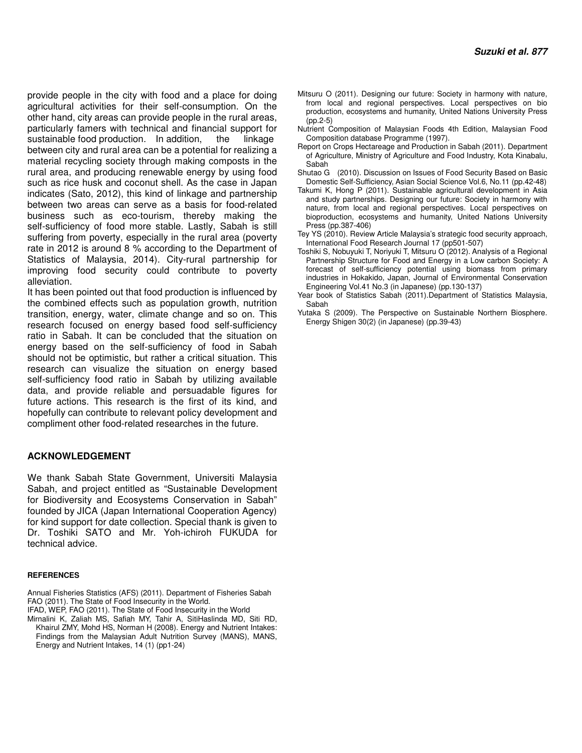provide people in the city with food and a place for doing agricultural activities for their self-consumption. On the other hand, city areas can provide people in the rural areas, particularly famers with technical and financial support for sustainable food production. In addition, the linkage between city and rural area can be a potential for realizing a material recycling society through making composts in the rural area, and producing renewable energy by using food such as rice husk and coconut shell. As the case in Japan indicates (Sato, 2012), this kind of linkage and partnership between two areas can serve as a basis for food-related business such as eco-tourism, thereby making the self-sufficiency of food more stable. Lastly, Sabah is still suffering from poverty, especially in the rural area (poverty rate in 2012 is around 8 % according to the Department of Statistics of Malaysia, 2014). City-rural partnership for improving food security could contribute to poverty alleviation.

It has been pointed out that food production is influenced by the combined effects such as population growth, nutrition transition, energy, water, climate change and so on. This research focused on energy based food self-sufficiency ratio in Sabah. It can be concluded that the situation on energy based on the self-sufficiency of food in Sabah should not be optimistic, but rather a critical situation. This research can visualize the situation on energy based self-sufficiency food ratio in Sabah by utilizing available data, and provide reliable and persuadable figures for future actions. This research is the first of its kind, and hopefully can contribute to relevant policy development and compliment other food-related researches in the future.

## ACKNOWLEDGEMENT

We thank Sabah State Government, Universiti Malaysia Sabah, and project entitled as "Sustainable Development for Biodiversity and Ecosystems Conservation in Sabah" founded by JICA (Japan International Cooperation Agency) for kind support for date collection. Special thank is given to Dr. Toshiki SATO and Mr. Yoh-ichiroh FUKUDA for technical advice.

## REFERENCES

Annual Fisheries Statistics (AFS) (2011). Department of Fisheries Sabah

FAO (2011). The State of Food Insecurity in the World.

IFAD, WEP, FAO (2011). The State of Food Insecurity in the World

Mirnalini K, Zaliah MS, Safiah MY, Tahir A, SitiHaslinda MD, Siti RD, Khairul ZMY, Mohd HS, Norman H (2008). Energy and Nutrient Intakes: Findings from the Malaysian Adult Nutrition Survey (MANS), MANS, Energy and Nutrient Intakes, 14 (1) (pp1-24)

Mitsuru O (2011). Designing our future: Society in harmony with nature, from local and regional perspectives. Local perspectives on bio production, ecosystems and humanity, United Nations University Press (pp.2-5)

Nutrient Composition of Malaysian Foods 4th Edition, Malaysian Food Composition database Programme (1997).

Report on Crops Hectareage and Production in Sabah (2011). Department of Agriculture, Ministry of Agriculture and Food Industry, Kota Kinabalu, Sabah

Shutao G (2010). Discussion on Issues of Food Security Based on Basic Domestic Self-Sufficiency, Asian Social Science Vol.6, No.11 (pp.42-48)

Takumi K, Hong P (2011). Sustainable agricultural development in Asia and study partnerships. Designing our future: Society in harmony with nature, from local and regional perspectives. Local perspectives on bioproduction, ecosystems and humanity, United Nations University Press (pp.387-406)

Tey YS (2010). Review Article Malaysia's strategic food security approach, International Food Research Journal 17 (pp501-507)

Toshiki S, Nobuyuki T, Noriyuki T, Mitsuru O (2012). Analysis of a Regional Partnership Structure for Food and Energy in a Low carbon Society: A forecast of self-sufficiency potential using biomass from primary industries in Hokakido, Japan, Journal of Environmental Conservation Engineering Vol.41 No.3 (in Japanese) (pp.130-137)

Year book of Statistics Sabah (2011).Department of Statistics Malaysia, Sabah

Yutaka S (2009). The Perspective on Sustainable Northern Biosphere. Energy Shigen 30(2) (in Japanese) (pp.39-43)